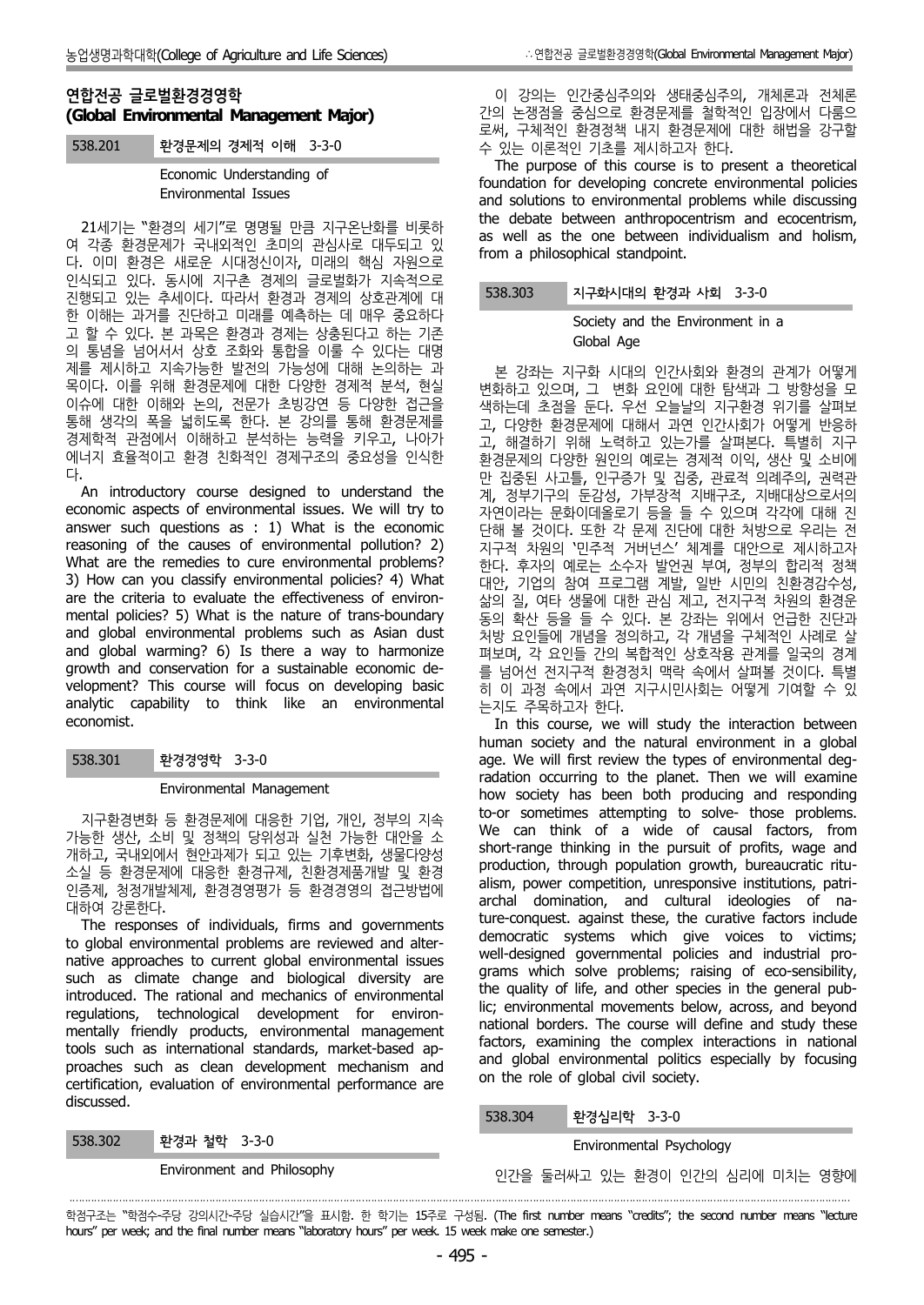## 연합전공 글로벌환경경영학 (Global Environmental Management Major)

### 538.201 환경문제의 경제적 이해 3-3-0

Economic Understanding of Environmental Issues

21세기는 "환경의 세기"로 명명될 만큼 지구온난화를 비롯하여 각종 환경문제가 국내외적인 초미의 관심사로 대두되고 있다. 이미 환경은 새로운 시대정신이자, 미래의 핵심 자원으로 인식되고 있다. 동시에 지구촌 경제의 글로벌화가 지속적으로 진행되고 있는 추세이다. 따라서 환경과 경제의 상호관계에 대한 이해는 과거를 진단하고 미래를 예측하는 데 매우 중요하다고 할 수 있다. 본 과목은 환경과 경제는 상충된다고 하는 기존의 통념을 넘어서서 상호 조화와 통합을 이룰 수 있다는 대명제를 제시하고 지속가능한 발전의 가능성에 대해 논의하는 과목이다. 이를 위해 환경문제에 대한 다양한 경제적 분석, 현실 이슈에 대한 이해와 논의, 전문가 초빙강연 등 다양한 접근을 통해 생각의 폭을 넓히도록 한다. 본 강의를 통해 환경문제를 경제학적 관점에서 이해하고 분석하는 능력을 키우고, 나아가 에너지 효율적이고 환경 친화적인 경제구조의 중요성을 인식한다.

An introductory course designed to understand the economic aspects of environmental issues. We will try to answer such questions as : 1) What is the economic reasoning of the causes of environmental pollution? 2) What are the remedies to cure environmental problems? 3) How can you classify environmental policies? 4) What are the criteria to evaluate the effectiveness of environmental policies? 5) What is the nature of trans-boundary and global environmental problems such as Asian dust and global warming? 6) Is there a way to harmonize growth and conservation for a sustainable economic development? This course will focus on developing basic analytic capability to think like an environmental economist.

### 538.301 환경경영학 3-3-0

Environmental Management

지구환경변화 등 환경문제에 대응한 기업, 개인, 정부의 지속가능한 생산, 소비 및 정책의 당위성과 실천 가능한 대안을 소개하고, 국내외에서 현안과제가 되고 있는 기후변화, 생물다양성 소실 등 환경문제에 대응한 환경규제, 친환경제품개발 및 환경인증제, 청정개발체제, 환경경영평가 등 환경경영의 접근방법에 대하여 강론한다.

The responses of individuals, firms and governments to global environmental problems are reviewed and alternative approaches to current global environmental issues such as climate change and biological diversity are introduced. The rational and mechanics of environmental regulations, technological development for environmentally friendly products, environmental management tools such as international standards, market-based approaches such as clean development mechanism and certification, evaluation of environmental performance are discussed.

### 538.302 환경과 철학 3-3-0

Environment and Philosophy

이 강의는 인간중심주의와 생태중심주의, 개체론과 전체론 간의 논쟁점을 중심으로 환경문제를 철학적인 입장에서 다룸으로써, 구체적인 환경정책 내지 환경문제에 대한 해법을 강구할 수 있는 이론적인 기초를 제시하고자 한다.

The purpose of this course is to present a theoretical foundation for developing concrete environmental policies and solutions to environmental problems while discussing the debate between anthropocentrism and ecocentrism, as well as the one between individualism and holism, from a philosophical standpoint.

### 538.303 지구화시대의 환경과 사회 3-3-0

Society and the Environment in a Global Age

본 강좌는 지구화 시대의 인간사회와 환경의 관계가 어떻게 변화하고 있으며, 그 변화 요인에 대한 탐색과 그 방향성을 모색하는데 초점을 둔다. 우선 오늘날의 지구환경 위기를 살펴보고, 다양한 환경문제에 대해서 과연 인간사회가 어떻게 반응하고, 해결하기 위해 노력하고 있는가를 살펴본다. 특별히 지구환경문제의 다양한 원인의 예로는 경제적 이익, 생산 및 소비에만 집중된 사고틀, 인구증가 및 집중, 관료적 의례주의, 권력관계, 정부기구의 둔감성, 가부장적 지배구조, 지배대상으로서의 자연이라는 문화이데올로기 등을 들 수 있으며 각각에 대해 진단해 볼 것이다. 또한 각 문제 진단에 대한 처방으로 우리는 전지구적 차원의 '민주적 거버넌스' 체계를 대안으로 제시하고자 한다. 후자의 예로는 소수자 발언권 부여, 정부의 합리적 정책대안, 기업의 참여 프로그램 계발, 일반 시민의 친환경감수성, 삶의 질, 여타 생물에 대한 관심 제고, 전지구적 차원의 환경운동의 확산 등을 들 수 있다. 본 강좌는 위에서 언급한 진단과 처방 요인들에 개념을 정의하고, 각 개념을 구체적인 사례로 살펴보며, 각 요인들 간의 복합적인 상호작용 관계를 일국의 경계를 넘어선 전지구적 환경정치 맥락 속에서 살펴볼 것이다. 특별히 이 과정 속에서 과연 지구시민사회는 어떻게 기여할 수 있는지도 주목하고자 한다.

In this course, we will study the interaction between human society and the natural environment in a global age. We will first review the types of environmental degradation occurring to the planet. Then we will examine how society has been both producing and responding to-or sometimes attempting to solve- those problems. We can think of a wide of causal factors, from short-range thinking in the pursuit of profits, wage and production, through population growth, bureaucratic ritualism, power competition, unresponsive institutions, patriarchal domination, and cultural ideologies of nature-conquest. against these, the curative factors include democratic systems which give voices to victims; well-designed governmental policies and industrial programs which solve problems; raising of eco-sensibility, the quality of life, and other species in the general public; environmental movements below, across, and beyond national borders. The course will define and study these factors, examining the complex interactions in national and global environmental politics especially by focusing on the role of global civil society.

### 538.304 환경심리학 3-3-0

Environmental Psychology

인간을 둘러싸고 있는 환경이 인간의 심리에 미치는 영향에

학점구조는 "학점수-주당 강의시간-주당 실습시간"을 표시함. 한 학기는 15주로 구성됨. (The first number means "credits"; the second number means "lecture hours" per week; and the final number means "laboratory hours" per week. 15 week make one semester.)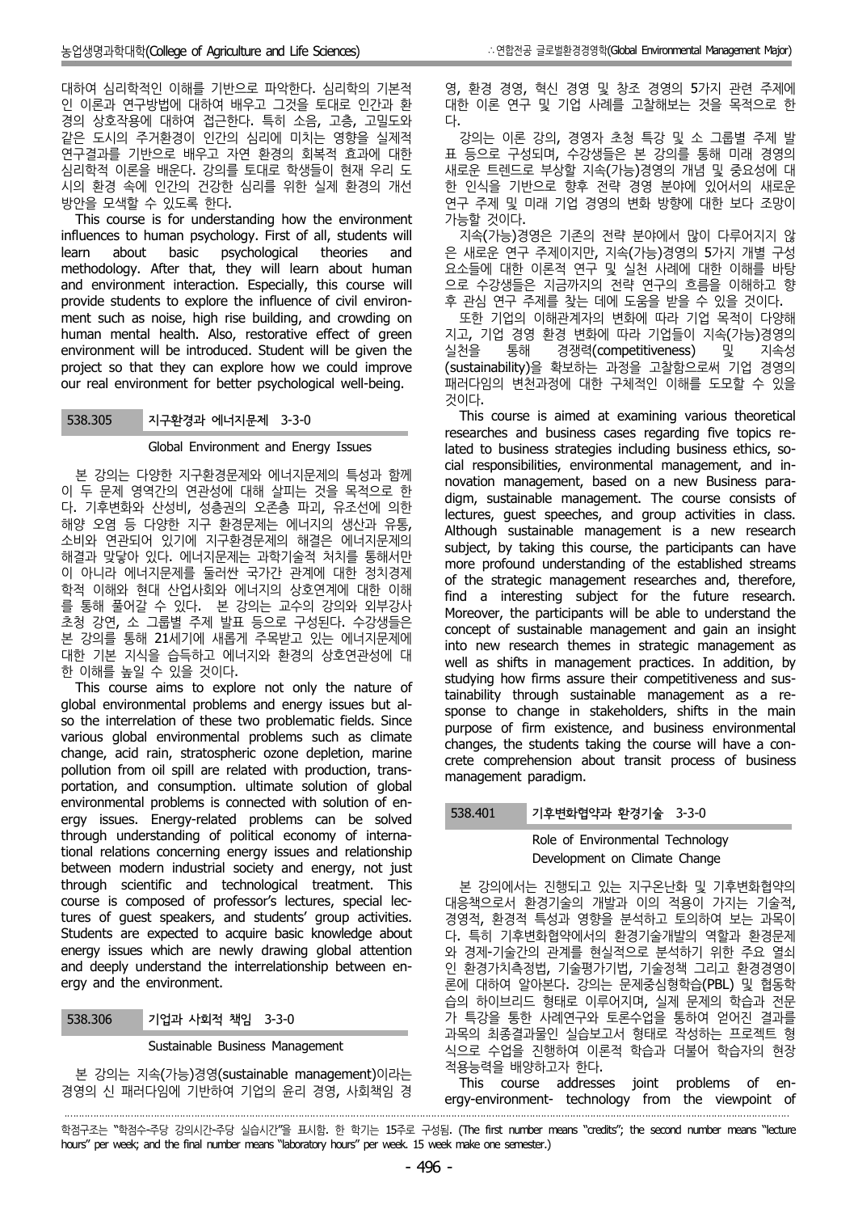대하여 심리학적인 이해를 기반으로 파악한다. 심리학의 기본적인 이론과 연구방법에 대하여 배우고 그것을 토대로 인간과 환경의 상호작용에 대하여 접근한다. 특히 소음, 고층, 고밀도와 같은 도시의 주거환경이 인간의 심리에 미치는 영향을 실제적 연구결과를 기반으로 배우고 자연 환경의 회복적 효과에 대한 심리학적 이론을 배운다. 강의를 토대로 학생들이 현재 우리 도시의 환경 속에 인간의 건강한 심리를 위한 실제 환경의 개선방안을 모색할 수 있도록 한다.

This course is for understanding how the environment influences to human psychology. First of all, students will learn about basic psychological theories and methodology. After that, they will learn about human and environment interaction. Especially, this course will provide students to explore the influence of civil environment such as noise, high rise building, and crowding on human mental health. Also, restorative effect of green environment will be introduced. Student will be given the project so that they can explore how we could improve our real environment for better psychological well-being.

### 538.305 지구환경과 에너지문제 3-3-0

Global Environment and Energy Issues

본 강의는 다양한 지구환경문제와 에너지문제의 특성과 함께 이 두 문제 영역간의 연관성에 대해 살피는 것을 목적으로 한다. 기후변화와 산성비, 성층권의 오존층 파괴, 유조선에 의한 해양 오염 등 다양한 지구 환경문제는 에너지의 생산과 유통, 소비와 연관되어 있기에 지구환경문제의 해결은 에너지문제의 해결과 맞닿아 있다. 에너지문제는 과학기술적 처치를 통해서만이 아니라 에너지문제를 둘러싼 국가간 관계에 대한 정치경제학적 이해와 현대 산업사회와 에너지의 상호연계에 대한 이해를 통해 풀어갈 수 있다. 본 강의는 교수의 강의와 외부강사 초청 강연, 소 그룹별 주제 발표 등으로 구성된다. 수강생들은 본 강의를 통해 21세기에 새롭게 주목받고 있는 에너지문제에 대한 기본 지식을 습득하고 에너지와 환경의 상호연관성에 대한 이해를 높일 수 있을 것이다.

This course aims to explore not only the nature of global environmental problems and energy issues but also the interrelation of these two problematic fields. Since various global environmental problems such as climate change, acid rain, stratospheric ozone depletion, marine pollution from oil spill are related with production, transportation, and consumption. ultimate solution of global environmental problems is connected with solution of energy issues. Energy-related problems can be solved through understanding of political economy of international relations concerning energy issues and relationship between modern industrial society and energy, not just through scientific and technological treatment. This course is composed of professor's lectures, special lectures of guest speakers, and students' group activities. Students are expected to acquire basic knowledge about energy issues which are newly drawing global attention and deeply understand the interrelationship between energy and the environment.

### 538.306 기업과 사회적 책임 3-3-0

Sustainable Business Management

본 강의는 지속(가능)경영(sustainable management)이라는 경영의 신 패러다임에 기반하여 기업의 윤리 경영, 사회책임 경영, 환경 경영, 혁신 경영 및 창조 경영의 5가지 관련 주제에 대한 이론 연구 및 기업 사례를 고찰해보는 것을 목적으로 한다.

강의는 이론 강의, 경영자 초청 특강 및 소 그룹별 주제 발표 등으로 구성되며, 수강생들은 본 강의를 통해 미래 경영의 새로운 트렌드로 부상할 지속(가능)경영의 개념 및 중요성에 대한 인식을 기반으로 향후 전략 경영 분야에 있어서의 새로운 연구 주제 및 미래 기업 경영의 변화 방향에 대한 보다 조망이 가능할 것이다.

지속(가능)경영은 기존의 전략 분야에서 많이 다루어지지 않은 새로운 연구 주제이지만, 지속(가능)경영의 5가지 개별 구성요소들에 대한 이론적 연구 및 실천 사례에 대한 이해를 바탕으로 수강생들은 지금까지의 전략 연구의 흐름을 이해하고 향후 관심 연구 주제를 찾는 데에 도움을 받을 수 있을 것이다.

또한 기업의 이해관계자의 변화에 따라 기업 목적이 다양해지고, 기업 경영 환경 변화에 따라 기업들이 지속(가능)경영의 실천을 통해 경쟁력(competitiveness) 및 지속성(sustainability)을 확보하는 과정을 고찰함으로써 기업 경영의 패러다임의 변천과정에 대한 구체적인 이해를 도모할 수 있을 것이다.

This course is aimed at examining various theoretical researches and business cases regarding five topics related to business strategies including business ethics, social responsibilities, environmental management, and innovation management, based on a new Business paradigm, sustainable management. The course consists of lectures, guest speeches, and group activities in class. Although sustainable management is a new research subject, by taking this course, the participants can have more profound understanding of the established streams of the strategic management researches and, therefore, find a interesting subject for the future research. Moreover, the participants will be able to understand the concept of sustainable management and gain an insight into new research themes in strategic management as well as shifts in management practices. In addition, by studying how firms assure their competitiveness and sustainability through sustainable management as a response to change in stakeholders, shifts in the main purpose of firm existence, and business environmental changes, the students taking the course will have a concrete comprehension about transit process of business management paradigm.

### 538.401 기후변화협약과 환경기술 3-3-0

Role of Environmental Technology Development on Climate Change

본 강의에서는 진행되고 있는 지구온난화 및 기후변화협약의 대응책으로서 환경기술의 개발과 이의 적용이 가지는 기술적, 경영적, 환경적 특성과 영향을 분석하고 토의하여 보는 과목이다. 특히 기후변화협약에서의 환경기술개발의 역할과 환경문제와 경제-기술간의 관계를 현실적으로 분석하기 위한 주요 열쇠인 환경가치측정법, 기술평가기법, 기술정책 그리고 환경경영이론에 대하여 알아본다. 강의는 문제중심형학습(PBL) 및 협동학습의 하이브리드 형태로 이루어지며, 실제 문제의 학습과 전문가 특강을 통한 사례연구와 토론수업을 통하여 얻어진 결과를 과목의 최종결과물인 실습보고서 형태로 작성하는 프로젝트 형식으로 수업을 진행하여 이론적 학습과 더불어 학습자의 현장 적용능력을 배양하고자 한다.

This course addresses joint problems of energy-environment- technology from the viewpoint of

학점구조는 "학점수-주당 강의시간-주당 실습시간"을 표시함. 한 학기는 15주로 구성됨. (The first number means "credits"; the second number means "lecture hours" per week; and the final number means "laboratory hours" per week. 15 week make one semester.)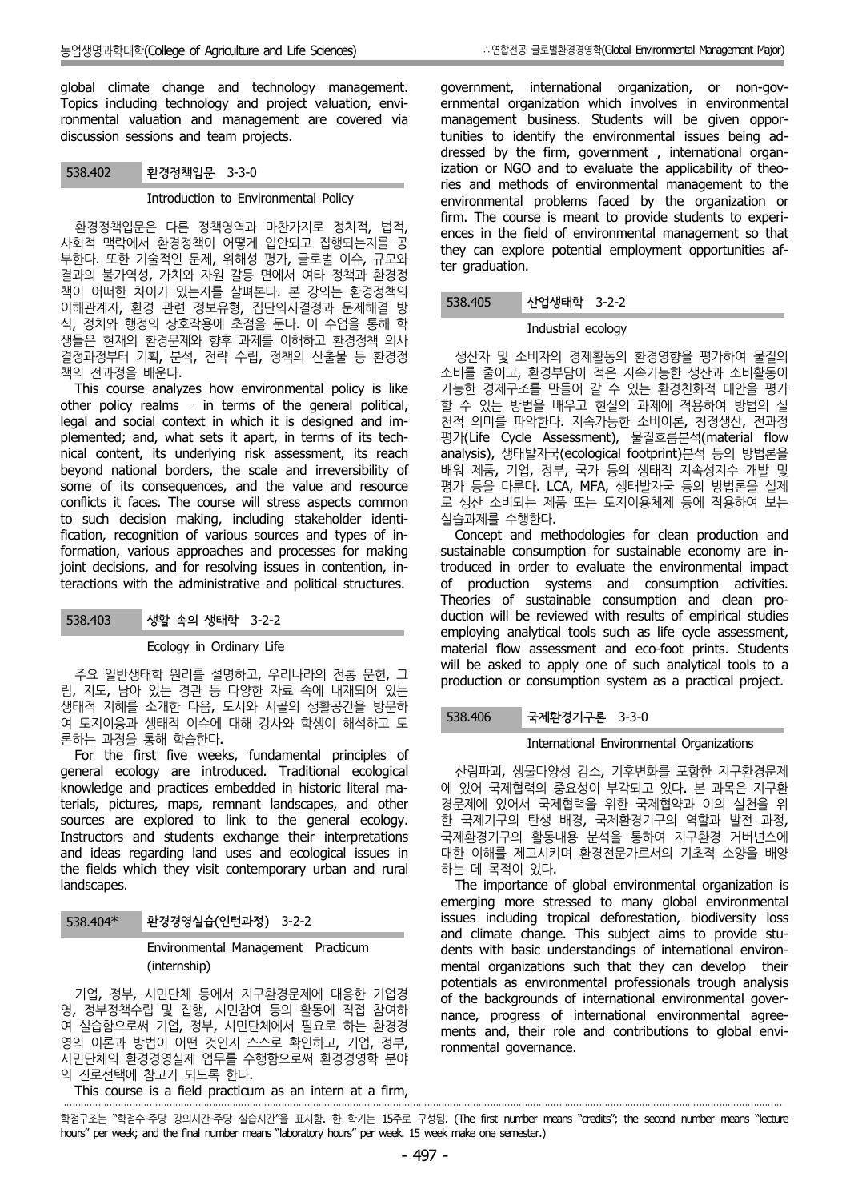global climate change and technology management. Topics including technology and project valuation, environmental valuation and management are covered via discussion sessions and team projects.

### 538.402 환경정책입문 3-3-0

Introduction to Environmental Policy

환경정책입문은 다른 정책영역과 마찬가지로 정치적, 법적, 사회적 맥락에서 환경정책이 어떻게 입안되고 집행되는지를 공부한다. 또한 기술적인 문제, 위해성 평가, 글로벌 이슈, 규모와 결과의 불가역성, 가치와 자원 갈등 등 면에서 여타 정책과 환경정책이 어떠한 차이가 있는지를 살펴본다. 본 강의는 환경정책의 이해관계자, 환경 관련 정보유형, 집단의사결정과 문제해결 방식, 정치와 행정의 상호작용에 초점을 둔다. 이 수업을 통해 학생들은 현재의 환경문제와 향후 과제를 이해하고 환경정책 의사결정과정부터 기획, 분석, 전략 수립, 정책의 산출물 등 환경정책의 전과정을 배운다.

This course analyzes how environmental policy is like other policy realms – in terms of the general political, legal and social context in which it is designed and implemented; and, what sets it apart, in terms of its technical content, its underlying risk assessment, its reach beyond national borders, the scale and irreversibility of some of its consequences, and the value and resource conflicts it faces. The course will stress aspects common to such decision making, including stakeholder identification, recognition of various sources and types of information, various approaches and processes for making joint decisions, and for resolving issues in contention, interactions with the administrative and political structures.

### 538.403 생활 속의 생태학 3-2-2

Ecology in Ordinary Life

주요 일반생태학 원리를 설명하고, 우리나라의 전통 문헌, 그림, 지도, 남아 있는 경관 등 다양한 자료 속에 내재되어 있는 생태적 지혜를 소개한 다음, 도시와 시골의 생활공간을 방문하여 토지이용과 생태적 이슈에 대해 강사와 학생이 해석하고 토론하는 과정을 통해 학습한다.

For the first five weeks, fundamental principles of general ecology are introduced. Traditional ecological knowledge and practices embedded in historic literal materials, pictures, maps, remnant landscapes, and other sources are explored to link to the general ecology. Instructors and students exchange their interpretations and ideas regarding land uses and ecological issues in the fields which they visit contemporary urban and rural landscapes.

### 538.404* 환경경영실습(인턴과정) 3-2-2

Environmental Management Practicum (internship)

기업, 정부, 시민단체 등에서 지구환경문제에 대응한 기업경영, 정부정책수립 및 집행, 시민참여 등의 활동에 직접 참여하여 실습함으로써 기업, 정부, 시민단체에서 필요로 하는 환경경영의 이론과 방법이 어떤 것인지 스스로 확인하고, 기업, 정부, 시민단체의 환경경영실제 업무를 수행함으로써 환경경영학 분야의 진로선택에 참고가 되도록 한다.

This course is a field practicum as an intern at a firm, government, international organization, or non-governmental organization which involves in environmental management business. Students will be given opportunities to identify the environmental issues being addressed by the firm, government , international organization or NGO and to evaluate the applicability of theories and methods of environmental management to the environmental problems faced by the organization or firm. The course is meant to provide students to experiences in the field of environmental management so that they can explore potential employment opportunities after graduation.

### 538.405 산업생태학 3-2-2

Industrial ecology

생산자 및 소비자의 경제활동의 환경영향을 평가하여 물질의 소비를 줄이고, 환경부담이 적은 지속가능한 생산과 소비활동이 가능한 경제구조를 만들어 갈 수 있는 환경친화적 대안을 평가할 수 있는 방법을 배우고 현실의 과제에 적용하여 방법의 실천적 의미를 파악한다. 지속가능한 소비이론, 청정생산, 전과정평가(Life Cycle Assessment), 물질흐름분석(material flow analysis), 생태발자국(ecological footprint)분석 등의 방법론을 배워 제품, 기업, 정부, 국가 등의 생태적 지속성지수 개발 및 평가 등을 다룬다. LCA, MFA, 생태발자국 등의 방법론을 실제로 생산 소비되는 제품 또는 토지이용체제 등에 적용하여 보는 실습과제를 수행한다.

Concept and methodologies for clean production and sustainable consumption for sustainable economy are introduced in order to evaluate the environmental impact of production systems and consumption activities. Theories of sustainable consumption and clean production will be reviewed with results of empirical studies employing analytical tools such as life cycle assessment, material flow assessment and eco-foot prints. Students will be asked to apply one of such analytical tools to a production or consumption system as a practical project.

### 538.406 국제환경기구론 3-3-0

International Environmental Organizations

산림파괴, 생물다양성 감소, 기후변화를 포함한 지구환경문제에 있어 국제협력의 중요성이 부각되고 있다. 본 과목은 지구환경문제에 있어서 국제협력을 위한 국제협약과 이의 실천을 위한 국제기구의 탄생 배경, 국제환경기구의 역할과 발전 과정, 국제환경기구의 활동내용 분석을 통하여 지구환경 거버넌스에 대한 이해를 제고시키며 환경전문가로서의 기초적 소양을 배양하는 데 목적이 있다.

The importance of global environmental organization is emerging more stressed to many global environmental issues including tropical deforestation, biodiversity loss and climate change. This subject aims to provide students with basic understandings of international environmental organizations such that they can develop their potentials as environmental professionals trough analysis of the backgrounds of international environmental governance, progress of international environmental agreements and, their role and contributions to global environmental governance.

학점구조는 "학점수-주당 강의시간-주당 실습시간"을 표시함. 한 학기는 15주로 구성됨. (The first number means "credits"; the second number means "lecture hours" per week; and the final number means "laboratory hours" per week. 15 week make one semester.)